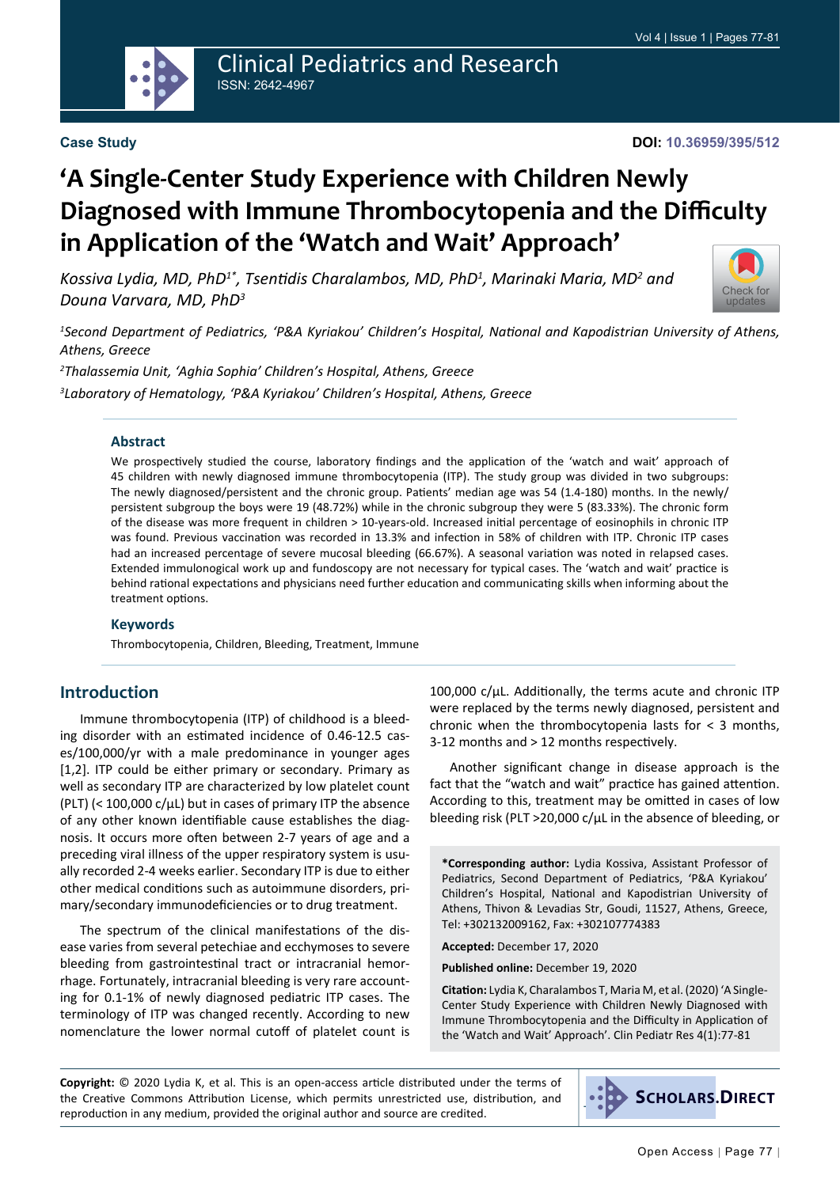Clinical Pediatrics and Research

ISSN: 2642-4967

**Case Study**

**DOI: 10.36959/395/512**

# 'A Single-Center Study Experience with Children Newly Diagnosed with Immune Thrombocytopenia and the Difficulty in Application of the 'Watch and Wait' Approach'

*Kossiva Lydia, MD, PhD[1*], Tsentidis Charalambos, MD, PhD[1], Marinaki Maria, MD[2] and Douna Varvara, MD, PhD[3]*

*[1]Second Department of Pediatrics, 'P&A Kyriakou' Children's Hospital, National and Kapodistrian University of Athens, Athens, Greece*

*[2]Thalassemia Unit, 'Aghia Sophia' Children's Hospital, Athens, Greece*

*[3]Laboratory of Hematology, 'P&A Kyriakou' Children's Hospital, Athens, Greece*

## Abstract

We prospectively studied the course, laboratory findings and the application of the 'watch and wait' approach of 45 children with newly diagnosed immune thrombocytopenia (ITP). The study group was divided in two subgroups: The newly diagnosed/persistent and the chronic group. Patients' median age was 54 (1.4-180) months. In the newly/persistent subgroup the boys were 19 (48.72%) while in the chronic subgroup they were 5 (83.33%). The chronic form of the disease was more frequent in children > 10-years-old. Increased initial percentage of eosinophils in chronic ITP was found. Previous vaccination was recorded in 13.3% and infection in 58% of children with ITP. Chronic ITP cases had an increased percentage of severe mucosal bleeding (66.67%). A seasonal variation was noted in relapsed cases. Extended immulonogical work up and fundoscopy are not necessary for typical cases. The 'watch and wait' practice is behind rational expectations and physicians need further education and communicating skills when informing about the treatment options.

## Keywords

Thrombocytopenia, Children, Bleeding, Treatment, Immune

## Introduction

Immune thrombocytopenia (ITP) of childhood is a bleeding disorder with an estimated incidence of 0.46-12.5 cases/100,000/yr with a male predominance in younger ages [1,2]. ITP could be either primary or secondary. Primary as well as secondary ITP are characterized by low platelet count (PLT) (< 100,000 c/μL) but in cases of primary ITP the absence of any other known identifiable cause establishes the diagnosis. It occurs more often between 2-7 years of age and a preceding viral illness of the upper respiratory system is usually recorded 2-4 weeks earlier. Secondary ITP is due to either other medical conditions such as autoimmune disorders, primary/secondary immunodeficiencies or to drug treatment.

The spectrum of the clinical manifestations of the disease varies from several petechiae and ecchymoses to severe bleeding from gastrointestinal tract or intracranial hemorrhage. Fortunately, intracranial bleeding is very rare accounting for 0.1-1% of newly diagnosed pediatric ITP cases. The terminology of ITP was changed recently. According to new nomenclature the lower normal cutoff of platelet count is 100,000 c/μL. Additionally, the terms acute and chronic ITP were replaced by the terms newly diagnosed, persistent and chronic when the thrombocytopenia lasts for < 3 months, 3-12 months and > 12 months respectively.

Another significant change in disease approach is the fact that the "watch and wait" practice has gained attention. According to this, treatment may be omitted in cases of low bleeding risk (PLT >20,000 c/μL in the absence of bleeding, or

**\*Corresponding author:** Lydia Kossiva, Assistant Professor of Pediatrics, Second Department of Pediatrics, 'P&A Kyriakou' Children's Hospital, National and Kapodistrian University of Athens, Thivon & Levadias Str, Goudi, 11527, Athens, Greece, Tel: +302132009162, Fax: +302107774383

**Accepted:** December 17, 2020

**Published online:** December 19, 2020

**Citation:** Lydia K, Charalambos T, Maria M, et al. (2020) 'A Single-Center Study Experience with Children Newly Diagnosed with Immune Thrombocytopenia and the Difficulty in Application of the 'Watch and Wait' Approach'. Clin Pediatr Res 4(1):77-81

**Copyright:** © 2020 Lydia K, et al. This is an open-access article distributed under the terms of the Creative Commons Attribution License, which permits unrestricted use, distribution, and reproduction in any medium, provided the original author and source are credited.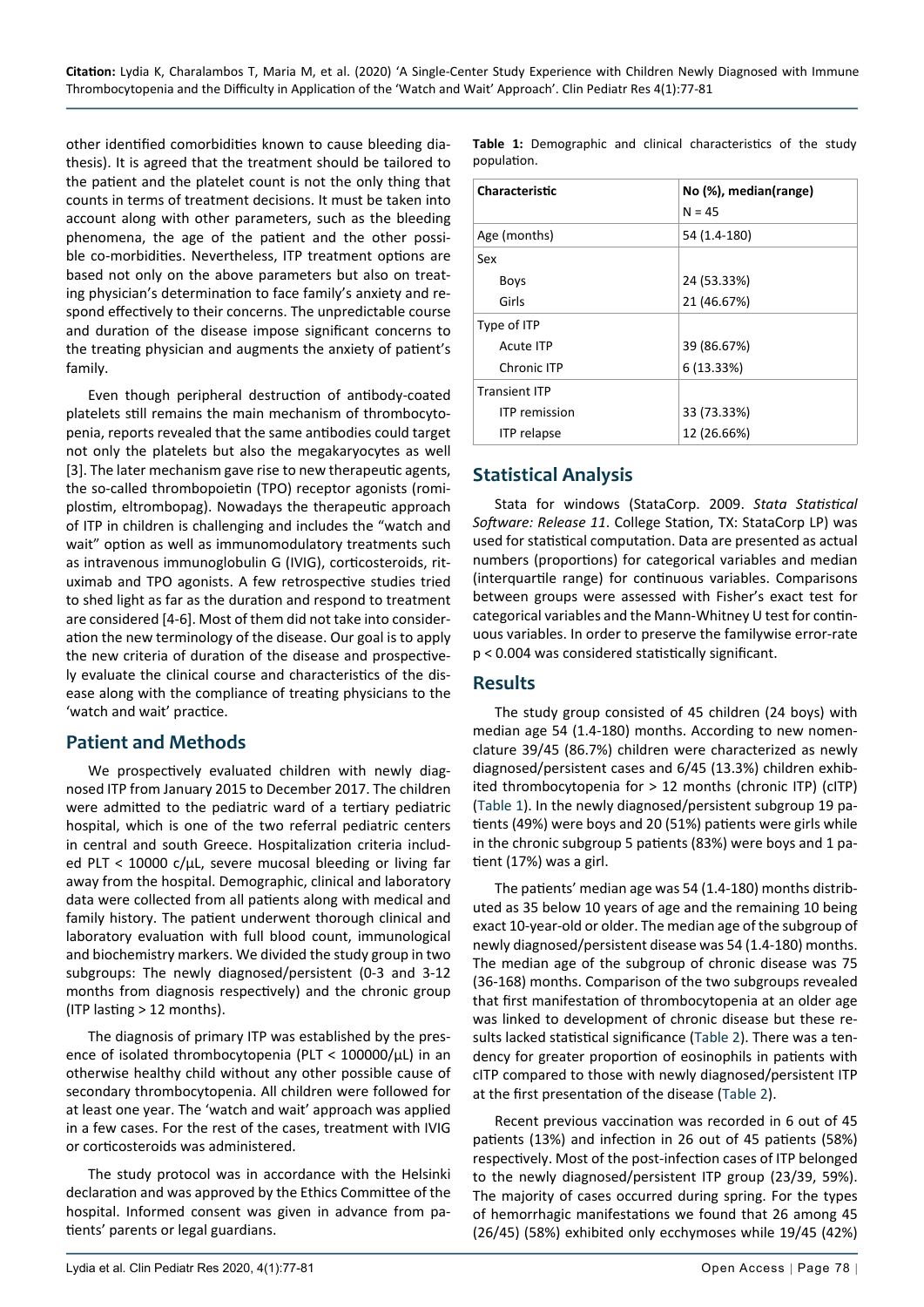other identified comorbidities known to cause bleeding diathesis). It is agreed that the treatment should be tailored to the patient and the platelet count is not the only thing that counts in terms of treatment decisions. It must be taken into account along with other parameters, such as the bleeding phenomena, the age of the patient and the other possible co-morbidities. Nevertheless, ITP treatment options are based not only on the above parameters but also on treating physician's determination to face family's anxiety and respond effectively to their concerns. The unpredictable course and duration of the disease impose significant concerns to the treating physician and augments the anxiety of patient's family.

Even though peripheral destruction of antibody-coated platelets still remains the main mechanism of thrombocytopenia, reports revealed that the same antibodies could target not only the platelets but also the megakaryocytes as well [3]. The later mechanism gave rise to new therapeutic agents, the so-called thrombopoietin (TPO) receptor agonists (romiplostim, eltrombopag). Nowadays the therapeutic approach of ITP in children is challenging and includes the "watch and wait" option as well as immunomodulatory treatments such as intravenous immunoglobulin G (IVIG), corticosteroids, rituximab and TPO agonists. A few retrospective studies tried to shed light as far as the duration and respond to treatment are considered [4-6]. Most of them did not take into consideration the new terminology of the disease. Our goal is to apply the new criteria of duration of the disease and prospectively evaluate the clinical course and characteristics of the disease along with the compliance of treating physicians to the 'watch and wait' practice.

## Patient and Methods

We prospectively evaluated children with newly diagnosed ITP from January 2015 to December 2017. The children were admitted to the pediatric ward of a tertiary pediatric hospital, which is one of the two referral pediatric centers in central and south Greece. Hospitalization criteria included PLT < 10000 c/μL, severe mucosal bleeding or living far away from the hospital. Demographic, clinical and laboratory data were collected from all patients along with medical and family history. The patient underwent thorough clinical and laboratory evaluation with full blood count, immunological and biochemistry markers. We divided the study group in two subgroups: The newly diagnosed/persistent (0-3 and 3-12 months from diagnosis respectively) and the chronic group (ITP lasting > 12 months).

The diagnosis of primary ITP was established by the presence of isolated thrombocytopenia (PLT < 100000/μL) in an otherwise healthy child without any other possible cause of secondary thrombocytopenia. All children were followed for at least one year. The 'watch and wait' approach was applied in a few cases. For the rest of the cases, treatment with IVIG or corticosteroids was administered.

The study protocol was in accordance with the Helsinki declaration and was approved by the Ethics Committee of the hospital. Informed consent was given in advance from patients' parents or legal guardians.

**Table 1:** Demographic and clinical characteristics of the study population.

| Characteristic | No (%), median(range) N = 45 |
|---|---|
| Age (months) | 54 (1.4-180) |
| Sex | |
| Boys | 24 (53.33%) |
| Girls | 21 (46.67%) |
| Type of ITP | |
| Acute ITP | 39 (86.67%) |
| Chronic ITP | 6 (13.33%) |
| Transient ITP | |
| ITP remission | 33 (73.33%) |
| ITP relapse | 12 (26.66%) |

## Statistical Analysis

Stata for windows (StataCorp. 2009. *Stata Statistical Software: Release 11*. College Station, TX: StataCorp LP) was used for statistical computation. Data are presented as actual numbers (proportions) for categorical variables and median (interquartile range) for continuous variables. Comparisons between groups were assessed with Fisher's exact test for categorical variables and the Mann-Whitney U test for continuous variables. In order to preserve the familywise error-rate $p < 0.004$ was considered statistically significant.

## Results

The study group consisted of 45 children (24 boys) with median age 54 (1.4-180) months. According to new nomenclature 39/45 (86.7%) children were characterized as newly diagnosed/persistent cases and 6/45 (13.3%) children exhibited thrombocytopenia for > 12 months (chronic ITP) (cITP) (Table 1). In the newly diagnosed/persistent subgroup 19 patients (49%) were boys and 20 (51%) patients were girls while in the chronic subgroup 5 patients (83%) were boys and 1 patient (17%) was a girl.

The patients' median age was 54 (1.4-180) months distributed as 35 below 10 years of age and the remaining 10 being exact 10-year-old or older. The median age of the subgroup of newly diagnosed/persistent disease was 54 (1.4-180) months. The median age of the subgroup of chronic disease was 75 (36-168) months. Comparison of the two subgroups revealed that first manifestation of thrombocytopenia at an older age was linked to development of chronic disease but these results lacked statistical significance (Table 2). There was a tendency for greater proportion of eosinophils in patients with cITP compared to those with newly diagnosed/persistent ITP at the first presentation of the disease (Table 2).

Recent previous vaccination was recorded in 6 out of 45 patients (13%) and infection in 26 out of 45 patients (58%) respectively. Most of the post-infection cases of ITP belonged to the newly diagnosed/persistent ITP group (23/39, 59%). The majority of cases occurred during spring. For the types of hemorrhagic manifestations we found that 26 among 45 (26/45) (58%) exhibited only ecchymoses while 19/45 (42%)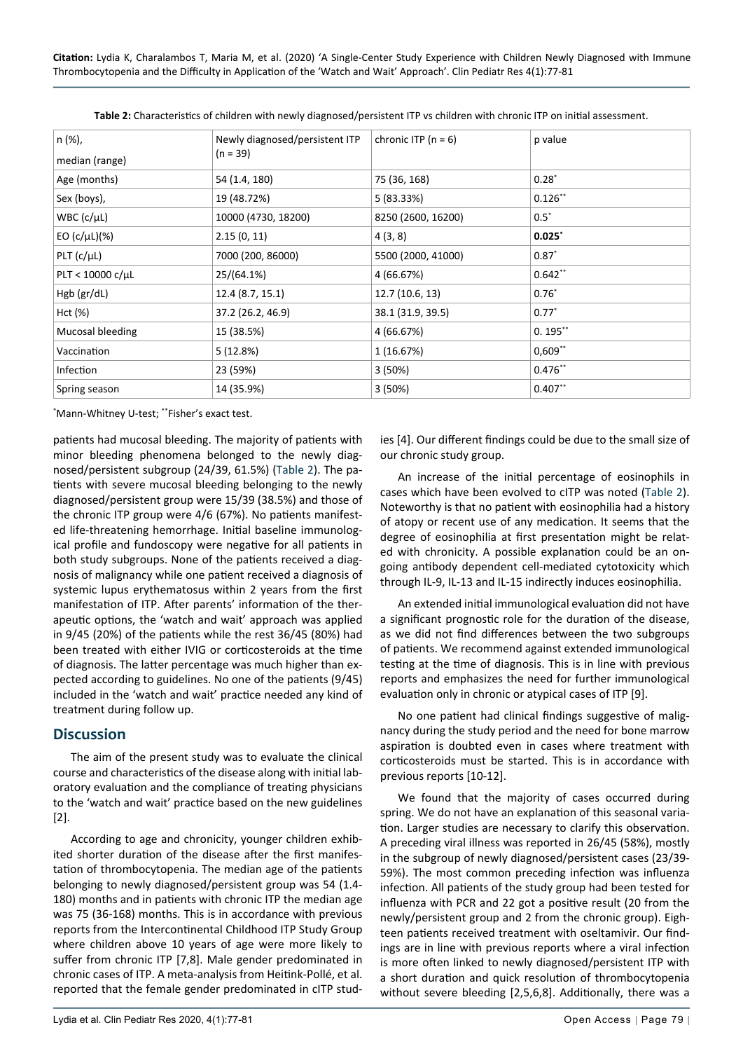**Table 2:** Characteristics of children with newly diagnosed/persistent ITP vs children with chronic ITP on initial assessment.

| n (%), median (range) | Newly diagnosed/persistent ITP (n = 39) | chronic ITP (n = 6) | p value |
|---|---|---|---|
| Age (months) | 54 (1.4, 180) | 75 (36, 168) | 0.28* |
| Sex (boys), | 19 (48.72%) | 5 (83.33%) | 0.126** |
| WBC (c/μL) | 10000 (4730, 18200) | 8250 (2600, 16200) | 0.5* |
| EO (c/μL)(%) | 2.15 (0, 11) | 4 (3, 8) | **0.025*** |
| PLT (c/μL) | 7000 (200, 86000) | 5500 (2000, 41000) | 0.87* |
| PLT < 10000 c/μL | 25/(64.1%) | 4 (66.67%) | 0.642** |
| Hgb (gr/dL) | 12.4 (8.7, 15.1) | 12.7 (10.6, 13) | 0.76* |
| Hct (%) | 37.2 (26.2, 46.9) | 38.1 (31.9, 39.5) | 0.77* |
| Mucosal bleeding | 15 (38.5%) | 4 (66.67%) | 0. 195** |
| Vaccination | 5 (12.8%) | 1 (16.67%) | 0,609** |
| Infection | 23 (59%) | 3 (50%) | 0.476** |
| Spring season | 14 (35.9%) | 3 (50%) | 0.407** |

*Mann-Whitney U-test; **Fisher's exact test.

patients had mucosal bleeding. The majority of patients with minor bleeding phenomena belonged to the newly diagnosed/persistent subgroup (24/39, 61.5%) (Table 2). The patients with severe mucosal bleeding belonging to the newly diagnosed/persistent group were 15/39 (38.5%) and those of the chronic ITP group were 4/6 (67%). No patients manifested life-threatening hemorrhage. Initial baseline immunological profile and fundoscopy were negative for all patients in both study subgroups. None of the patients received a diagnosis of malignancy while one patient received a diagnosis of systemic lupus erythematosus within 2 years from the first manifestation of ITP. After parents' information of the therapeutic options, the 'watch and wait' approach was applied in 9/45 (20%) of the patients while the rest 36/45 (80%) had been treated with either IVIG or corticosteroids at the time of diagnosis. The latter percentage was much higher than expected according to guidelines. No one of the patients (9/45) included in the 'watch and wait' practice needed any kind of treatment during follow up.

## Discussion

The aim of the present study was to evaluate the clinical course and characteristics of the disease along with initial laboratory evaluation and the compliance of treating physicians to the 'watch and wait' practice based on the new guidelines [2].

According to age and chronicity, younger children exhibited shorter duration of the disease after the first manifestation of thrombocytopenia. The median age of the patients belonging to newly diagnosed/persistent group was 54 (1.4-180) months and in patients with chronic ITP the median age was 75 (36-168) months. This is in accordance with previous reports from the Intercontinental Childhood ITP Study Group where children above 10 years of age were more likely to suffer from chronic ITP [7,8]. Male gender predominated in chronic cases of ITP. A meta-analysis from Heitink-Pollé, et al. reported that the female gender predominated in cITP studies [4]. Our different findings could be due to the small size of our chronic study group.

An increase of the initial percentage of eosinophils in cases which have been evolved to cITP was noted (Table 2). Noteworthy is that no patient with eosinophilia had a history of atopy or recent use of any medication. It seems that the degree of eosinophilia at first presentation might be related with chronicity. A possible explanation could be an ongoing antibody dependent cell-mediated cytotoxicity which through IL-9, IL-13 and IL-15 indirectly induces eosinophilia.

An extended initial immunological evaluation did not have a significant prognostic role for the duration of the disease, as we did not find differences between the two subgroups of patients. We recommend against extended immunological testing at the time of diagnosis. This is in line with previous reports and emphasizes the need for further immunological evaluation only in chronic or atypical cases of ITP [9].

No one patient had clinical findings suggestive of malignancy during the study period and the need for bone marrow aspiration is doubted even in cases where treatment with corticosteroids must be started. This is in accordance with previous reports [10-12].

We found that the majority of cases occurred during spring. We do not have an explanation of this seasonal variation. Larger studies are necessary to clarify this observation. A preceding viral illness was reported in 26/45 (58%), mostly in the subgroup of newly diagnosed/persistent cases (23/39-59%). The most common preceding infection was influenza infection. All patients of the study group had been tested for influenza with PCR and 22 got a positive result (20 from the newly/persistent group and 2 from the chronic group). Eighteen patients received treatment with oseltamivir. Our findings are in line with previous reports where a viral infection is more often linked to newly diagnosed/persistent ITP with a short duration and quick resolution of thrombocytopenia without severe bleeding [2,5,6,8]. Additionally, there was a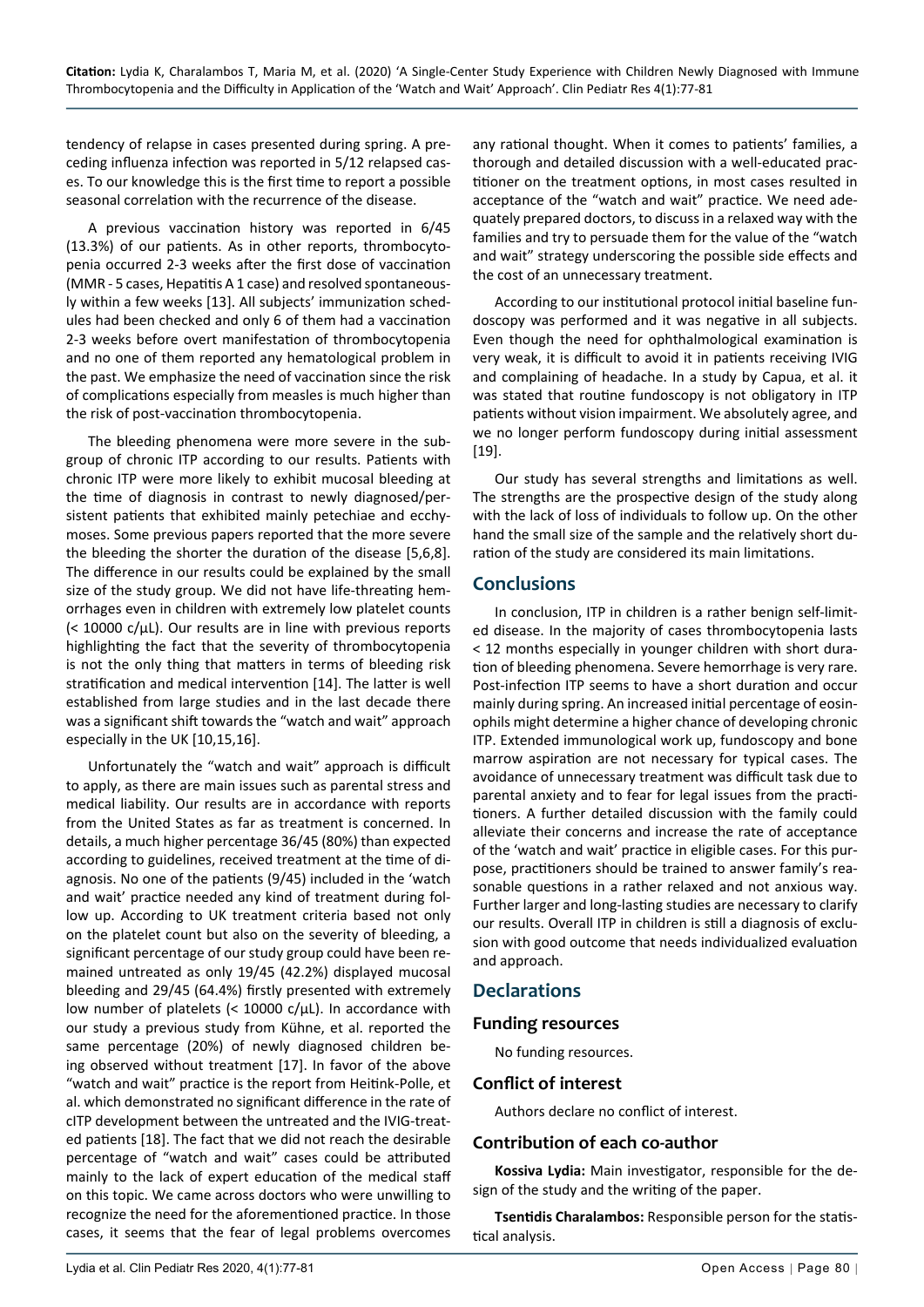tendency of relapse in cases presented during spring. A preceding influenza infection was reported in 5/12 relapsed cases. To our knowledge this is the first time to report a possible seasonal correlation with the recurrence of the disease.

A previous vaccination history was reported in 6/45 (13.3%) of our patients. As in other reports, thrombocytopenia occurred 2-3 weeks after the first dose of vaccination (MMR - 5 cases, Hepatitis A 1 case) and resolved spontaneously within a few weeks [13]. All subjects' immunization schedules had been checked and only 6 of them had a vaccination 2-3 weeks before overt manifestation of thrombocytopenia and no one of them reported any hematological problem in the past. We emphasize the need of vaccination since the risk of complications especially from measles is much higher than the risk of post-vaccination thrombocytopenia.

The bleeding phenomena were more severe in the subgroup of chronic ITP according to our results. Patients with chronic ITP were more likely to exhibit mucosal bleeding at the time of diagnosis in contrast to newly diagnosed/persistent patients that exhibited mainly petechiae and ecchymoses. Some previous papers reported that the more severe the bleeding the shorter the duration of the disease [5,6,8]. The difference in our results could be explained by the small size of the study group. We did not have life-threating hemorrhages even in children with extremely low platelet counts (< 10000 c/μL). Our results are in line with previous reports highlighting the fact that the severity of thrombocytopenia is not the only thing that matters in terms of bleeding risk stratification and medical intervention [14]. The latter is well established from large studies and in the last decade there was a significant shift towards the "watch and wait" approach especially in the UK [10,15,16].

Unfortunately the "watch and wait" approach is difficult to apply, as there are main issues such as parental stress and medical liability. Our results are in accordance with reports from the United States as far as treatment is concerned. In details, a much higher percentage 36/45 (80%) than expected according to guidelines, received treatment at the time of diagnosis. No one of the patients (9/45) included in the 'watch and wait' practice needed any kind of treatment during follow up. According to UK treatment criteria based not only on the platelet count but also on the severity of bleeding, a significant percentage of our study group could have been remained untreated as only 19/45 (42.2%) displayed mucosal bleeding and 29/45 (64.4%) firstly presented with extremely low number of platelets (< 10000 c/μL). In accordance with our study a previous study from Kühne, et al. reported the same percentage (20%) of newly diagnosed children being observed without treatment [17]. In favor of the above "watch and wait" practice is the report from Heitink-Polle, et al. which demonstrated no significant difference in the rate of cITP development between the untreated and the IVIG-treated patients [18]. The fact that we did not reach the desirable percentage of "watch and wait" cases could be attributed mainly to the lack of expert education of the medical staff on this topic. We came across doctors who were unwilling to recognize the need for the aforementioned practice. In those cases, it seems that the fear of legal problems overcomes any rational thought. When it comes to patients' families, a thorough and detailed discussion with a well-educated practitioner on the treatment options, in most cases resulted in acceptance of the "watch and wait" practice. We need adequately prepared doctors, to discuss in a relaxed way with the families and try to persuade them for the value of the "watch and wait" strategy underscoring the possible side effects and the cost of an unnecessary treatment.

According to our institutional protocol initial baseline fundoscopy was performed and it was negative in all subjects. Even though the need for ophthalmological examination is very weak, it is difficult to avoid it in patients receiving IVIG and complaining of headache. In a study by Capua, et al. it was stated that routine fundoscopy is not obligatory in ITP patients without vision impairment. We absolutely agree, and we no longer perform fundoscopy during initial assessment [19].

Our study has several strengths and limitations as well. The strengths are the prospective design of the study along with the lack of loss of individuals to follow up. On the other hand the small size of the sample and the relatively short duration of the study are considered its main limitations.

## Conclusions

In conclusion, ITP in children is a rather benign self-limited disease. In the majority of cases thrombocytopenia lasts < 12 months especially in younger children with short duration of bleeding phenomena. Severe hemorrhage is very rare. Post-infection ITP seems to have a short duration and occur mainly during spring. An increased initial percentage of eosinophils might determine a higher chance of developing chronic ITP. Extended immunological work up, fundoscopy and bone marrow aspiration are not necessary for typical cases. The avoidance of unnecessary treatment was difficult task due to parental anxiety and to fear for legal issues from the practitioners. A further detailed discussion with the family could alleviate their concerns and increase the rate of acceptance of the 'watch and wait' practice in eligible cases. For this purpose, practitioners should be trained to answer family's reasonable questions in a rather relaxed and not anxious way. Further larger and long-lasting studies are necessary to clarify our results. Overall ITP in children is still a diagnosis of exclusion with good outcome that needs individualized evaluation and approach.

## Declarations

### Funding resources

No funding resources.

### Conflict of interest

Authors declare no conflict of interest.

### Contribution of each co-author

**Kossiva Lydia:** Main investigator, responsible for the design of the study and the writing of the paper.

**Tsentidis Charalambos:** Responsible person for the statistical analysis.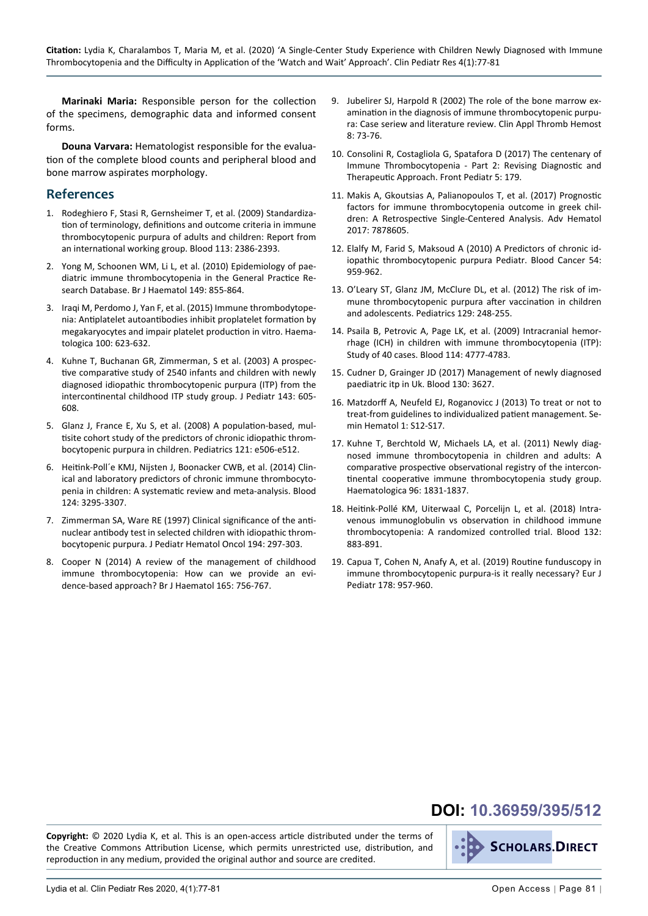**Marinaki Maria:** Responsible person for the collection of the specimens, demographic data and informed consent forms.

**Douna Varvara:** Hematologist responsible for the evaluation of the complete blood counts and peripheral blood and bone marrow aspirates morphology.

## References

1. Rodeghiero F, Stasi R, Gernsheimer T, et al. (2009) Standardization of terminology, definitions and outcome criteria in immune thrombocytopenic purpura of adults and children: Report from an international working group. Blood 113: 2386-2393.
2. Yong M, Schoonen WM, Li L, et al. (2010) Epidemiology of paediatric immune thrombocytopenia in the General Practice Research Database. Br J Haematol 149: 855-864.
3. Iraqi M, Perdomo J, Yan F, et al. (2015) Immune thrombodytopenia: Antiplatelet autoantibodies inhibit proplatelet formation by megakaryocytes and impair platelet production in vitro. Haematologica 100: 623-632.
4. Kuhne T, Buchanan GR, Zimmerman, S et al. (2003) A prospective comparative study of 2540 infants and children with newly diagnosed idiopathic thrombocytopenic purpura (ITP) from the intercontinental childhood ITP study group. J Pediatr 143: 605-608.
5. Glanz J, France E, Xu S, et al. (2008) A population-based, multisite cohort study of the predictors of chronic idiopathic thrombocytopenic purpura in children. Pediatrics 121: e506-e512.
6. Heitink-Poll´e KMJ, Nijsten J, Boonacker CWB, et al. (2014) Clinical and laboratory predictors of chronic immune thrombocytopenia in children: A systematic review and meta-analysis. Blood 124: 3295-3307.
7. Zimmerman SA, Ware RE (1997) Clinical significance of the antinuclear antibody test in selected children with idiopathic thrombocytopenic purpura. J Pediatr Hematol Oncol 194: 297-303.
8. Cooper N (2014) A review of the management of childhood immune thrombocytopenia: How can we provide an evidence-based approach? Br J Haematol 165: 756-767.
9. Jubelirer SJ, Harpold R (2002) The role of the bone marrow examination in the diagnosis of immune thrombocytopenic purpura: Case seriew and literature review. Clin Appl Thromb Hemost 8: 73-76.
10. Consolini R, Costagliola G, Spatafora D (2017) The centenary of Immune Thrombocytopenia - Part 2: Revising Diagnostic and Therapeutic Approach. Front Pediatr 5: 179.
11. Makis A, Gkoutsias A, Palianopoulos T, et al. (2017) Prognostic factors for immune thrombocytopenia outcome in greek children: A Retrospective Single-Centered Analysis. Adv Hematol 2017: 7878605.
12. Elalfy M, Farid S, Maksoud A (2010) A Predictors of chronic idiopathic thrombocytopenic purpura Pediatr. Blood Cancer 54: 959-962.
13. O'Leary ST, Glanz JM, McClure DL, et al. (2012) The risk of immune thrombocytopenic purpura after vaccination in children and adolescents. Pediatrics 129: 248-255.
14. Psaila B, Petrovic A, Page LK, et al. (2009) Intracranial hemorrhage (ICH) in children with immune thrombocytopenia (ITP): Study of 40 cases. Blood 114: 4777-4783.
15. Cudner D, Grainger JD (2017) Management of newly diagnosed paediatric itp in Uk. Blood 130: 3627.
16. Matzdorff A, Neufeld EJ, Roganovicc J (2013) To treat or not to treat-from guidelines to individualized patient management. Semin Hematol 1: S12-S17.
17. Kuhne T, Berchtold W, Michaels LA, et al. (2011) Newly diagnosed immune thrombocytopenia in children and adults: A comparative prospective observational registry of the intercontinental cooperative immune thrombocytopenia study group. Haematologica 96: 1831-1837.
18. Heitink-Pollé KM, Uiterwaal C, Porcelijn L, et al. (2018) Intravenous immunoglobulin vs observation in childhood immune thrombocytopenia: A randomized controlled trial. Blood 132: 883-891.
19. Capua T, Cohen N, Anafy A, et al. (2019) Routine funduscopy in immune thrombocytopenic purpura-is it really necessary? Eur J Pediatr 178: 957-960.

**DOI: 10.36959/395/512**

**Copyright:** © 2020 Lydia K, et al. This is an open-access article distributed under the terms of the Creative Commons Attribution License, which permits unrestricted use, distribution, and reproduction in any medium, provided the original author and source are credited.